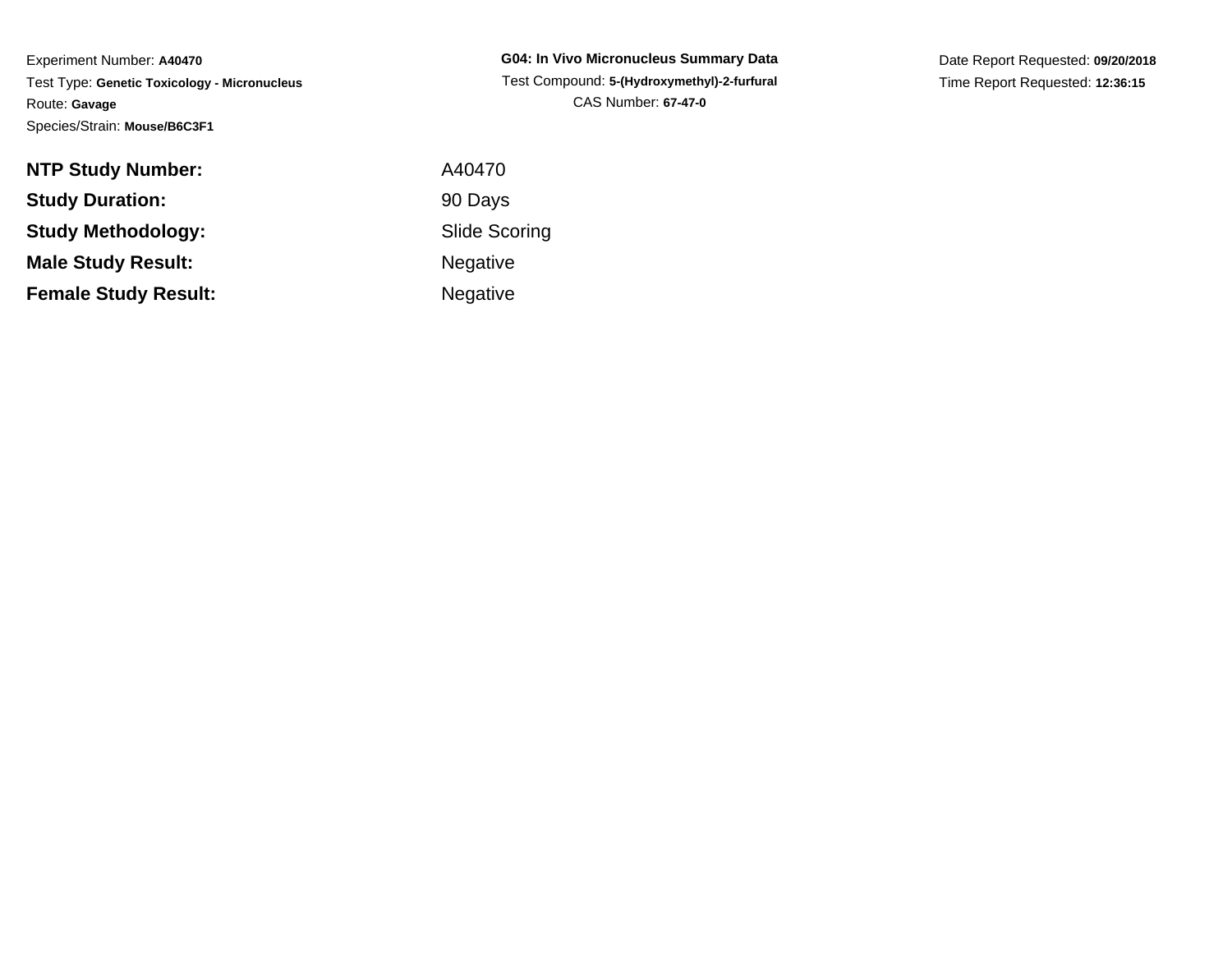Experiment Number: **A40470**

Test Type: **Genetic Toxicology - Micronucleus**

Route: **Gavage**

Species/Strain: **Mouse/B6C3F1**

**G04: In Vivo Micronucleus Summary Data**

Test Compound: **5-(Hydroxymethyl)-2-furfural**

CAS Number: **67-47-0**

Date Report Requested: **09/20/2018**

Time Report Requested: **12:36:15**

| | |
|---|---|
| **NTP Study Number:** | A40470 |
| **Study Duration:** | 90 Days |
| **Study Methodology:** | Slide Scoring |
| **Male Study Result:** | Negative |
| **Female Study Result:** | Negative |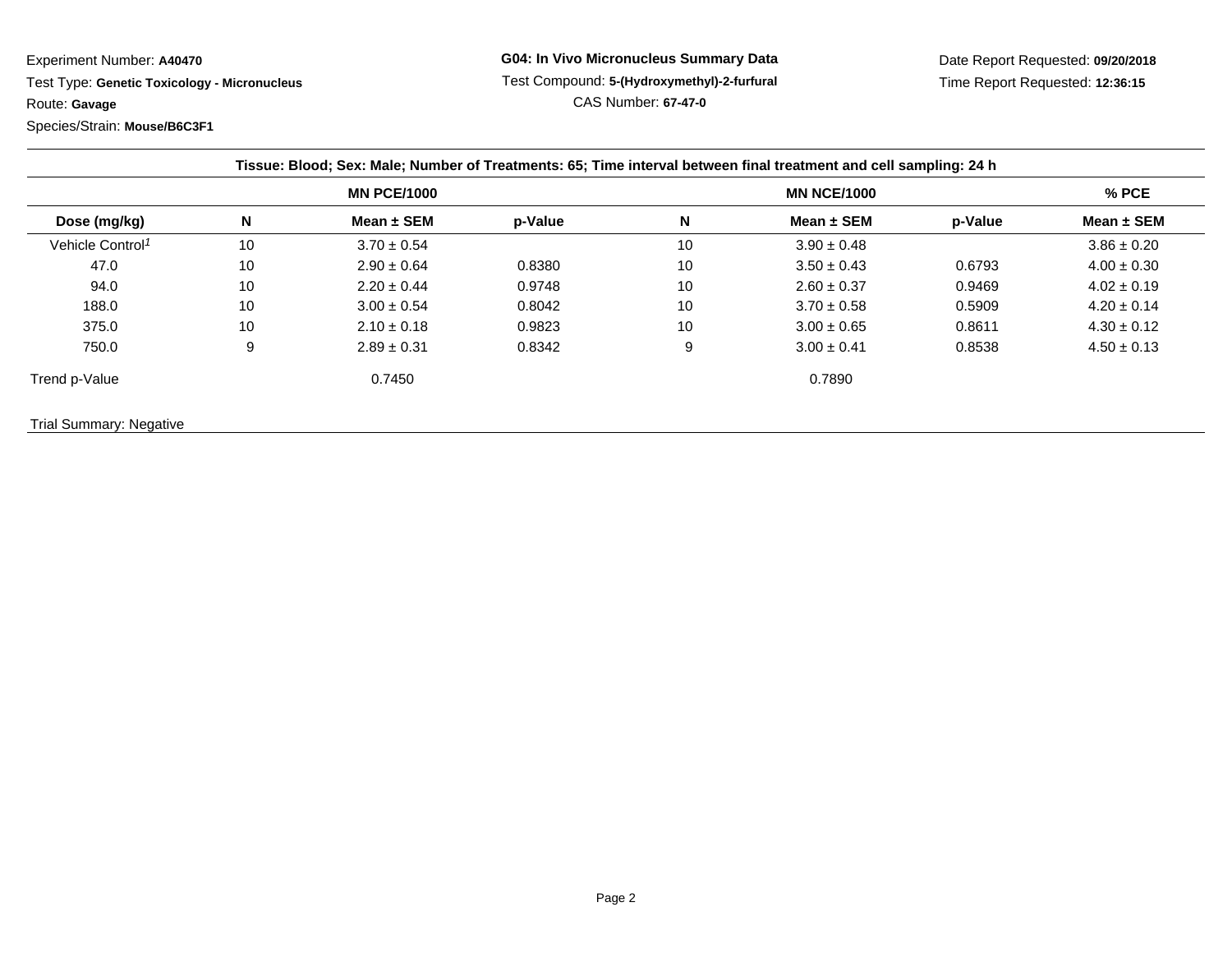Experiment Number: **A40470**
Test Type: **Genetic Toxicology - Micronucleus**
Route: **Gavage**
Species/Strain: **Mouse/B6C3F1**

**G04: In Vivo Micronucleus Summary Data**
Test Compound: **5-(Hydroxymethyl)-2-furfural**
CAS Number: **67-47-0**

Date Report Requested: **09/20/2018**
Time Report Requested: **12:36:15**

**Tissue: Blood; Sex: Male; Number of Treatments: 65; Time interval between final treatment and cell sampling: 24 h**

| | MN PCE/1000 | | | MN NCE/1000 | | | % PCE |
|---|---|---|---|---|---|---|---|
| **Dose (mg/kg)** | **N** | **Mean ± SEM** | **p-Value** | **N** | **Mean ± SEM** | **p-Value** | **Mean ± SEM** |
| Vehicle Control[1] | 10 | 3.70 ± 0.54 | | 10 | 3.90 ± 0.48 | | 3.86 ± 0.20 |
| 47.0 | 10 | 2.90 ± 0.64 | 0.8380 | 10 | 3.50 ± 0.43 | 0.6793 | 4.00 ± 0.30 |
| 94.0 | 10 | 2.20 ± 0.44 | 0.9748 | 10 | 2.60 ± 0.37 | 0.9469 | 4.02 ± 0.19 |
| 188.0 | 10 | 3.00 ± 0.54 | 0.8042 | 10 | 3.70 ± 0.58 | 0.5909 | 4.20 ± 0.14 |
| 375.0 | 10 | 2.10 ± 0.18 | 0.9823 | 10 | 3.00 ± 0.65 | 0.8611 | 4.30 ± 0.12 |
| 750.0 | 9 | 2.89 ± 0.31 | 0.8342 | 9 | 3.00 ± 0.41 | 0.8538 | 4.50 ± 0.13 |
| Trend p-Value | | 0.7450 | | | 0.7890 | | |

Trial Summary: Negative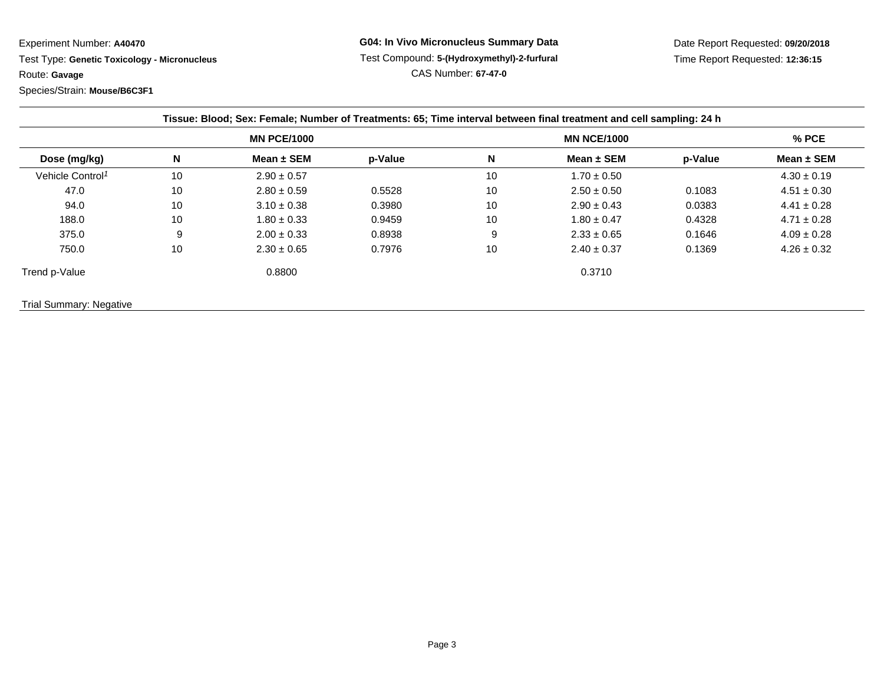Experiment Number: **A40470**

Test Type: **Genetic Toxicology - Micronucleus**

Route: **Gavage**

Species/Strain: **Mouse/B6C3F1**

**G04: In Vivo Micronucleus Summary Data**

Test Compound: **5-(Hydroxymethyl)-2-furfural**

CAS Number: **67-47-0**

Date Report Requested: **09/20/2018**

Time Report Requested: **12:36:15**

**Tissue: Blood; Sex: Female; Number of Treatments: 65; Time interval between final treatment and cell sampling: 24 h**

| | MN PCE/1000 | | | MN NCE/1000 | | | % PCE |
|---|---|---|---|---|---|---|---|
| **Dose (mg/kg)** | **N** | **Mean ± SEM** | **p-Value** | **N** | **Mean ± SEM** | **p-Value** | **Mean ± SEM** |
| Vehicle Control[1] | 10 | 2.90 ± 0.57 | | 10 | 1.70 ± 0.50 | | 4.30 ± 0.19 |
| 47.0 | 10 | 2.80 ± 0.59 | 0.5528 | 10 | 2.50 ± 0.50 | 0.1083 | 4.51 ± 0.30 |
| 94.0 | 10 | 3.10 ± 0.38 | 0.3980 | 10 | 2.90 ± 0.43 | 0.0383 | 4.41 ± 0.28 |
| 188.0 | 10 | 1.80 ± 0.33 | 0.9459 | 10 | 1.80 ± 0.47 | 0.4328 | 4.71 ± 0.28 |
| 375.0 | 9 | 2.00 ± 0.33 | 0.8938 | 9 | 2.33 ± 0.65 | 0.1646 | 4.09 ± 0.28 |
| 750.0 | 10 | 2.30 ± 0.65 | 0.7976 | 10 | 2.40 ± 0.37 | 0.1369 | 4.26 ± 0.32 |
| Trend p-Value | | 0.8800 | | | 0.3710 | | |

Trial Summary: Negative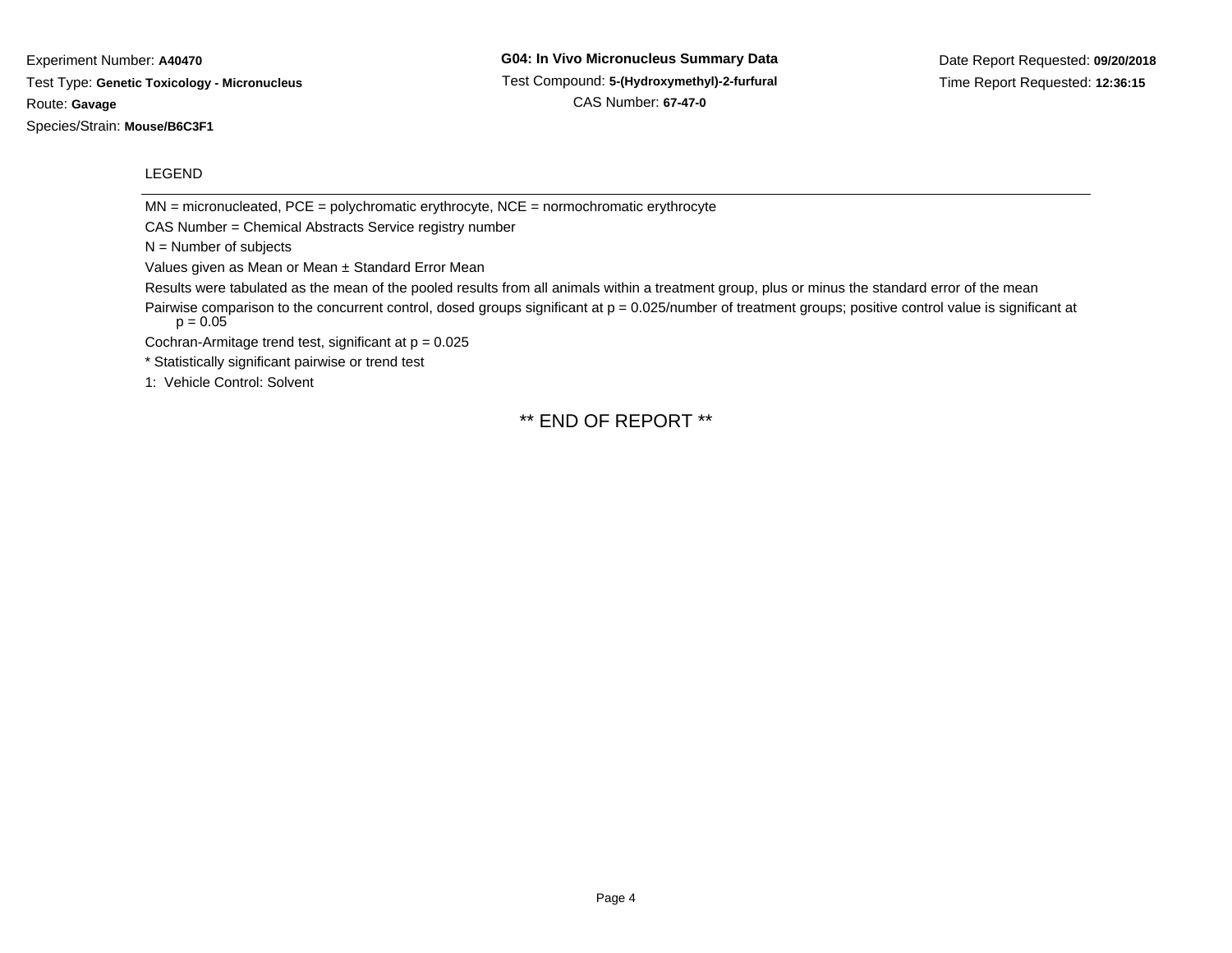Experiment Number: **A40470**

Test Type: **Genetic Toxicology - Micronucleus**

Route: **Gavage**

Species/Strain: **Mouse/B6C3F1**

**G04: In Vivo Micronucleus Summary Data**

Test Compound: **5-(Hydroxymethyl)-2-furfural**

CAS Number: **67-47-0**

Date Report Requested: **09/20/2018**

Time Report Requested: **12:36:15**

LEGEND

MN = micronucleated, PCE = polychromatic erythrocyte, NCE = normochromatic erythrocyte

CAS Number = Chemical Abstracts Service registry number

N = Number of subjects

Values given as Mean or Mean ± Standard Error Mean

Results were tabulated as the mean of the pooled results from all animals within a treatment group, plus or minus the standard error of the mean

Pairwise comparison to the concurrent control, dosed groups significant at $p = 0.025$/number of treatment groups; positive control value is significant at $p = 0.05$

Cochran-Armitage trend test, significant at $p = 0.025$

* Statistically significant pairwise or trend test

1: Vehicle Control: Solvent

** END OF REPORT **